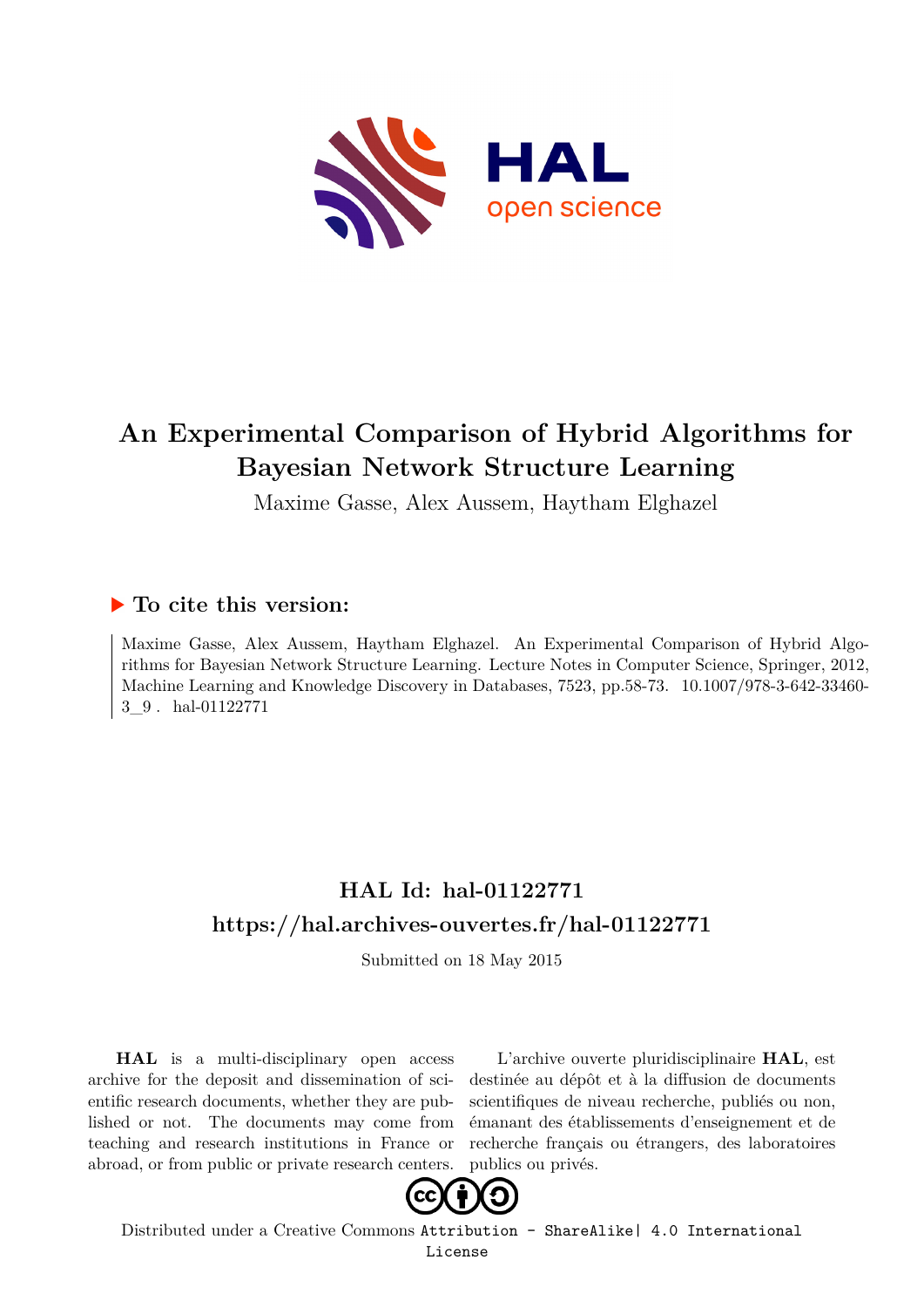# An Experimental Comparison of Hybrid Algorithms for Bayesian Network Structure Learning

Maxime Gasse, Alex Aussem, Haytham Elghazel

## ▶ To cite this version:

Maxime Gasse, Alex Aussem, Haytham Elghazel. An Experimental Comparison of Hybrid Algorithms for Bayesian Network Structure Learning. Lecture Notes in Computer Science, Springer, 2012, Machine Learning and Knowledge Discovery in Databases, 7523, pp.58-73. 10.1007/978-3-642-33460-3_9 . hal-01122771

## HAL Id: hal-01122771
## https://hal.archives-ouvertes.fr/hal-01122771

Submitted on 18 May 2015

**HAL** is a multi-disciplinary open access archive for the deposit and dissemination of scientific research documents, whether they are published or not. The documents may come from teaching and research institutions in France or abroad, or from public or private research centers.

L'archive ouverte pluridisciplinaire **HAL**, est destinée au dépôt et à la diffusion de documents scientifiques de niveau recherche, publiés ou non, émanant des établissements d'enseignement et de recherche français ou étrangers, des laboratoires publics ou privés.

Distributed under a Creative Commons Attribution - ShareAlike| 4.0 International License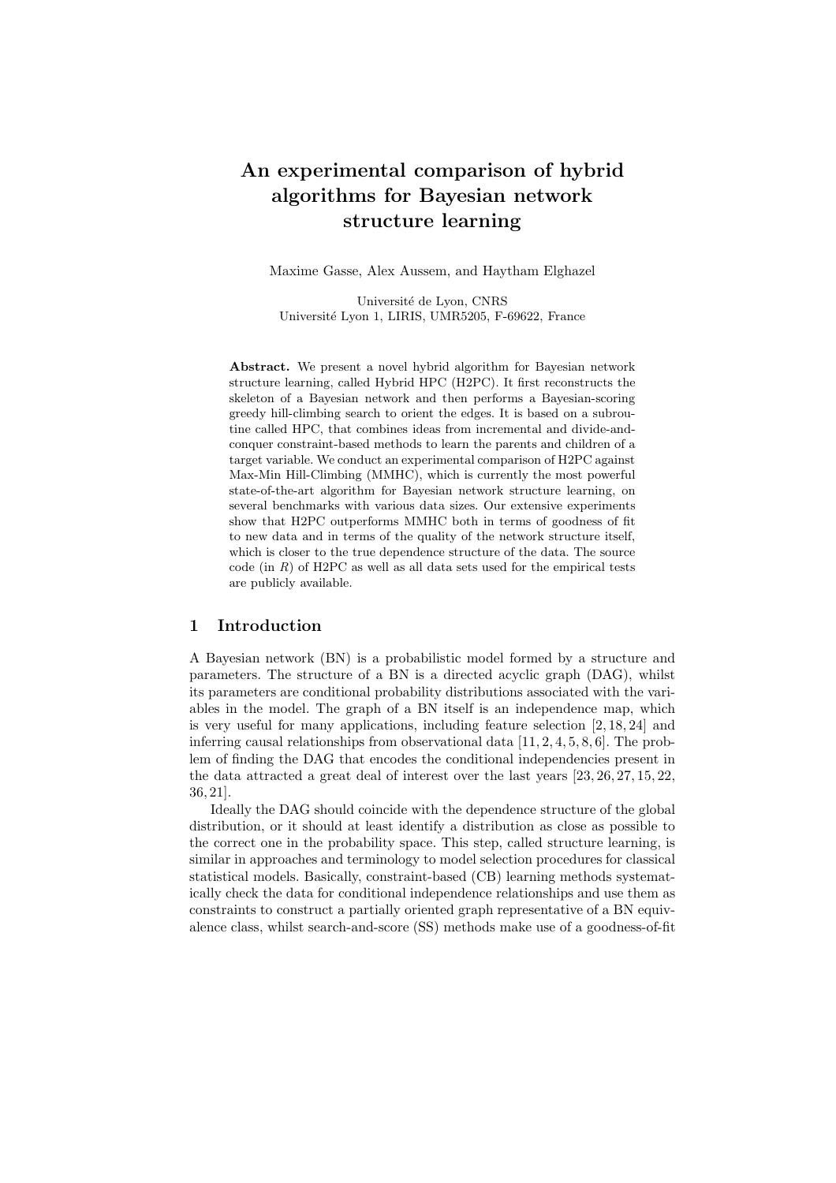# An experimental comparison of hybrid algorithms for Bayesian network structure learning

Maxime Gasse, Alex Aussem, and Haytham Elghazel

Université de Lyon, CNRS
Université Lyon 1, LIRIS, UMR5205, F-69622, France

**Abstract.** We present a novel hybrid algorithm for Bayesian network structure learning, called Hybrid HPC (H2PC). It first reconstructs the skeleton of a Bayesian network and then performs a Bayesian-scoring greedy hill-climbing search to orient the edges. It is based on a subroutine called HPC, that combines ideas from incremental and divide-and-conquer constraint-based methods to learn the parents and children of a target variable. We conduct an experimental comparison of H2PC against Max-Min Hill-Climbing (MMHC), which is currently the most powerful state-of-the-art algorithm for Bayesian network structure learning, on several benchmarks with various data sizes. Our extensive experiments show that H2PC outperforms MMHC both in terms of goodness of fit to new data and in terms of the quality of the network structure itself, which is closer to the true dependence structure of the data. The source code (in *R*) of H2PC as well as all data sets used for the empirical tests are publicly available.

## 1 Introduction

A Bayesian network (BN) is a probabilistic model formed by a structure and parameters. The structure of a BN is a directed acyclic graph (DAG), whilst its parameters are conditional probability distributions associated with the variables in the model. The graph of a BN itself is an independence map, which is very useful for many applications, including feature selection [2, 18, 24] and inferring causal relationships from observational data [11, 2, 4, 5, 8, 6]. The problem of finding the DAG that encodes the conditional independencies present in the data attracted a great deal of interest over the last years [23, 26, 27, 15, 22, 36, 21].

Ideally the DAG should coincide with the dependence structure of the global distribution, or it should at least identify a distribution as close as possible to the correct one in the probability space. This step, called structure learning, is similar in approaches and terminology to model selection procedures for classical statistical models. Basically, constraint-based (CB) learning methods systematically check the data for conditional independence relationships and use them as constraints to construct a partially oriented graph representative of a BN equivalence class, whilst search-and-score (SS) methods make use of a goodness-of-fit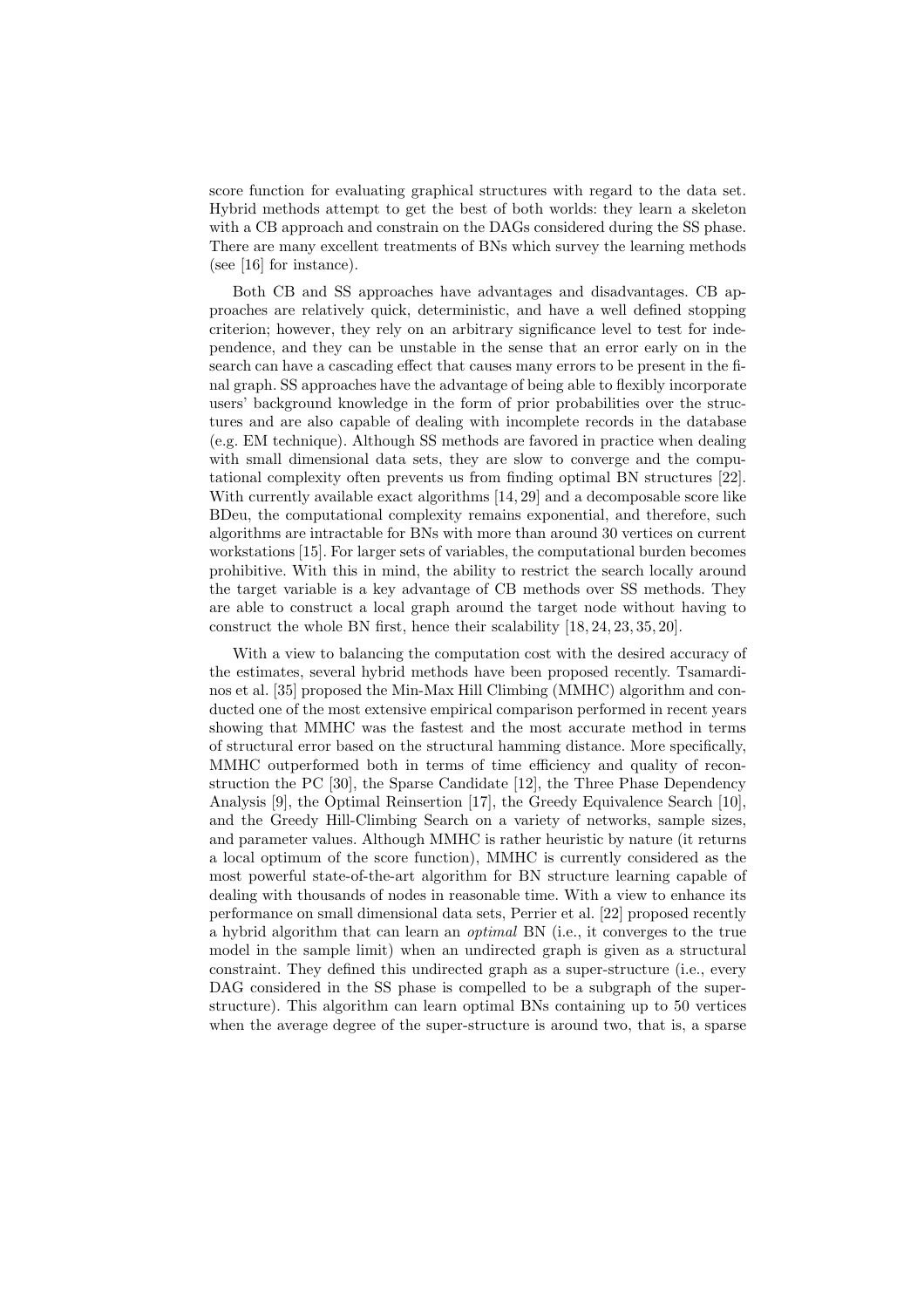score function for evaluating graphical structures with regard to the data set. Hybrid methods attempt to get the best of both worlds: they learn a skeleton with a CB approach and constrain on the DAGs considered during the SS phase. There are many excellent treatments of BNs which survey the learning methods (see [16] for instance).

Both CB and SS approaches have advantages and disadvantages. CB approaches are relatively quick, deterministic, and have a well defined stopping criterion; however, they rely on an arbitrary significance level to test for independence, and they can be unstable in the sense that an error early on in the search can have a cascading effect that causes many errors to be present in the final graph. SS approaches have the advantage of being able to flexibly incorporate users' background knowledge in the form of prior probabilities over the structures and are also capable of dealing with incomplete records in the database (e.g. EM technique). Although SS methods are favored in practice when dealing with small dimensional data sets, they are slow to converge and the computational complexity often prevents us from finding optimal BN structures [22]. With currently available exact algorithms [14, 29] and a decomposable score like BDeu, the computational complexity remains exponential, and therefore, such algorithms are intractable for BNs with more than around 30 vertices on current workstations [15]. For larger sets of variables, the computational burden becomes prohibitive. With this in mind, the ability to restrict the search locally around the target variable is a key advantage of CB methods over SS methods. They are able to construct a local graph around the target node without having to construct the whole BN first, hence their scalability [18, 24, 23, 35, 20].

With a view to balancing the computation cost with the desired accuracy of the estimates, several hybrid methods have been proposed recently. Tsamardinos et al. [35] proposed the Min-Max Hill Climbing (MMHC) algorithm and conducted one of the most extensive empirical comparison performed in recent years showing that MMHC was the fastest and the most accurate method in terms of structural error based on the structural hamming distance. More specifically, MMHC outperformed both in terms of time efficiency and quality of reconstruction the PC [30], the Sparse Candidate [12], the Three Phase Dependency Analysis [9], the Optimal Reinsertion [17], the Greedy Equivalence Search [10], and the Greedy Hill-Climbing Search on a variety of networks, sample sizes, and parameter values. Although MMHC is rather heuristic by nature (it returns a local optimum of the score function), MMHC is currently considered as the most powerful state-of-the-art algorithm for BN structure learning capable of dealing with thousands of nodes in reasonable time. With a view to enhance its performance on small dimensional data sets, Perrier et al. [22] proposed recently a hybrid algorithm that can learn an *optimal* BN (i.e., it converges to the true model in the sample limit) when an undirected graph is given as a structural constraint. They defined this undirected graph as a super-structure (i.e., every DAG considered in the SS phase is compelled to be a subgraph of the super-structure). This algorithm can learn optimal BNs containing up to 50 vertices when the average degree of the super-structure is around two, that is, a sparse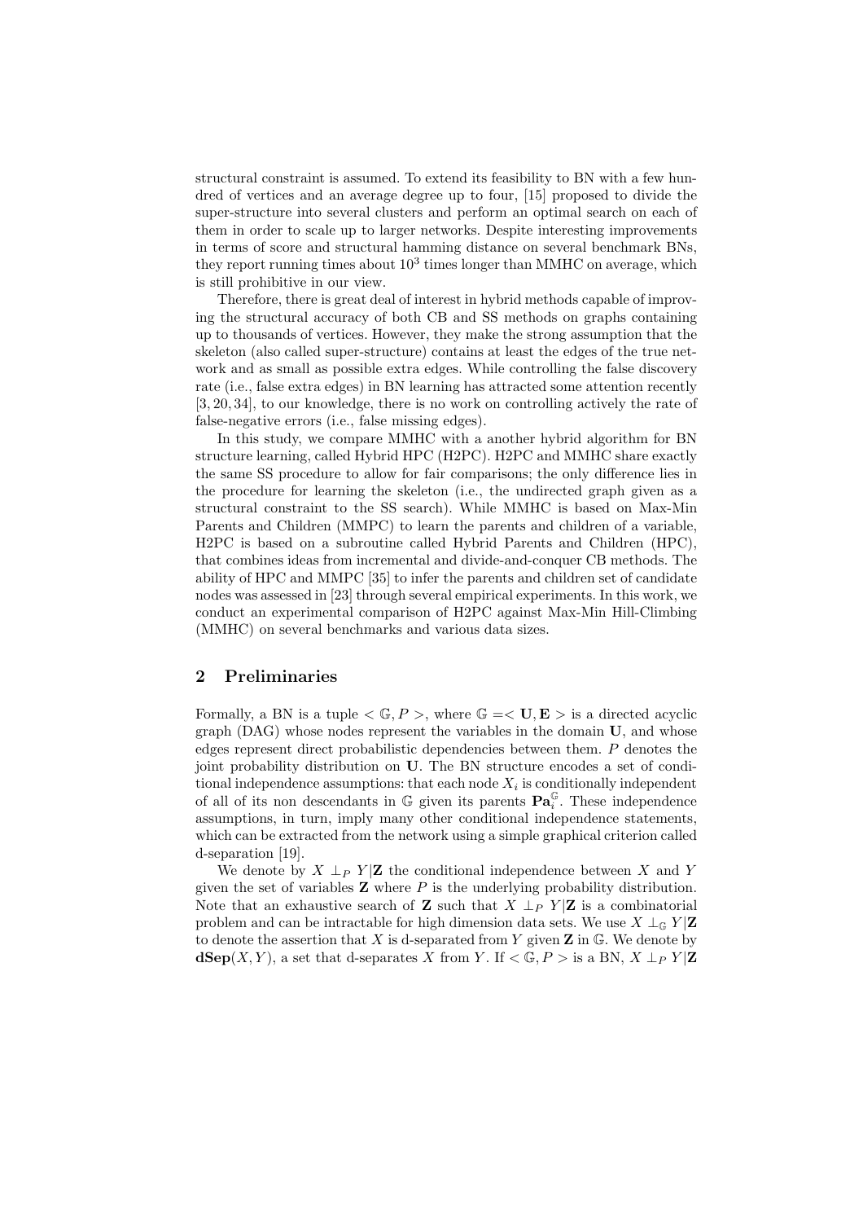structural constraint is assumed. To extend its feasibility to BN with a few hundred of vertices and an average degree up to four, [15] proposed to divide the super-structure into several clusters and perform an optimal search on each of them in order to scale up to larger networks. Despite interesting improvements in terms of score and structural hamming distance on several benchmark BNs, they report running times about $10^3$ times longer than MMHC on average, which is still prohibitive in our view.

Therefore, there is great deal of interest in hybrid methods capable of improving the structural accuracy of both CB and SS methods on graphs containing up to thousands of vertices. However, they make the strong assumption that the skeleton (also called super-structure) contains at least the edges of the true network and as small as possible extra edges. While controlling the false discovery rate (i.e., false extra edges) in BN learning has attracted some attention recently [3, 20, 34], to our knowledge, there is no work on controlling actively the rate of false-negative errors (i.e., false missing edges).

In this study, we compare MMHC with a another hybrid algorithm for BN structure learning, called Hybrid HPC (H2PC). H2PC and MMHC share exactly the same SS procedure to allow for fair comparisons; the only difference lies in the procedure for learning the skeleton (i.e., the undirected graph given as a structural constraint to the SS search). While MMHC is based on Max-Min Parents and Children (MMPC) to learn the parents and children of a variable, H2PC is based on a subroutine called Hybrid Parents and Children (HPC), that combines ideas from incremental and divide-and-conquer CB methods. The ability of HPC and MMPC [35] to infer the parents and children set of candidate nodes was assessed in [23] through several empirical experiments. In this work, we conduct an experimental comparison of H2PC against Max-Min Hill-Climbing (MMHC) on several benchmarks and various data sizes.

## 2 Preliminaries

Formally, a BN is a tuple $< \mathbb{G}, P >$, where $\mathbb{G} =< \mathbf{U}, \mathbf{E} >$ is a directed acyclic graph (DAG) whose nodes represent the variables in the domain $\mathbf{U}$, and whose edges represent direct probabilistic dependencies between them. $P$ denotes the joint probability distribution on $\mathbf{U}$. The BN structure encodes a set of conditional independence assumptions: that each node $X_i$ is conditionally independent of all of its non descendants in $\mathbb{G}$ given its parents $\mathbf{Pa}_i^{\mathbb{G}}$. These independence assumptions, in turn, imply many other conditional independence statements, which can be extracted from the network using a simple graphical criterion called d-separation [19].

We denote by $X \perp_P Y|\mathbf{Z}$ the conditional independence between $X$ and $Y$ given the set of variables $\mathbf{Z}$ where $P$ is the underlying probability distribution. Note that an exhaustive search of $\mathbf{Z}$ such that $X \perp_P Y|\mathbf{Z}$ is a combinatorial problem and can be intractable for high dimension data sets. We use $X \perp_{\mathbb{G}} Y|\mathbf{Z}$ to denote the assertion that $X$ is d-separated from $Y$ given $\mathbf{Z}$ in $\mathbb{G}$. We denote by $\mathbf{dSep}(X, Y)$, a set that d-separates $X$ from $Y$. If $< \mathbb{G}, P >$ is a BN, $X \perp_P Y|\mathbf{Z}$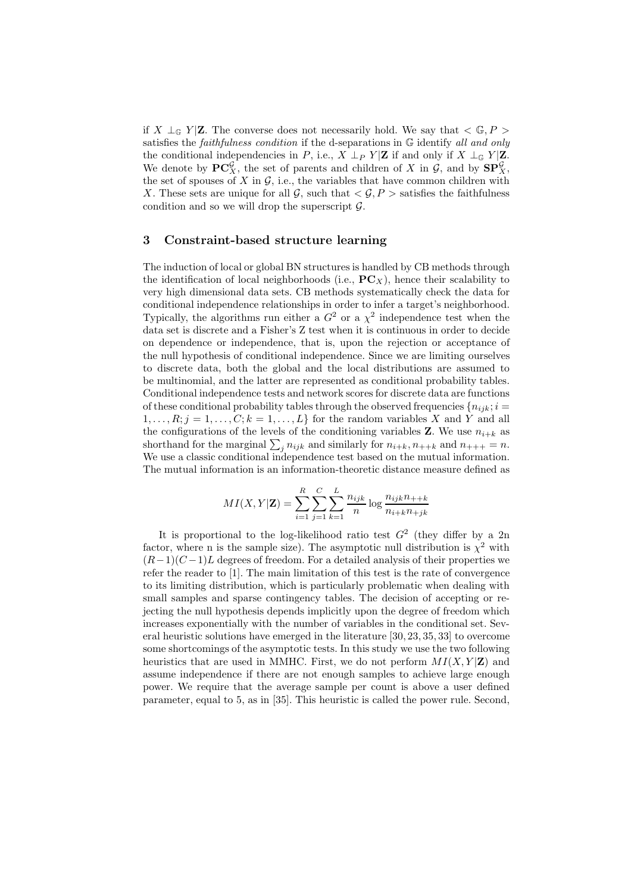if $X \perp_{\mathbb{G}} Y|\mathbf{Z}$. The converse does not necessarily hold. We say that $< \mathbb{G}, P >$ satisfies the *faithfulness condition* if the d-separations in $\mathbb{G}$ identify *all and only* the conditional independencies in $P$, i.e., $X \perp_P Y|\mathbf{Z}$ if and only if $X \perp_{\mathbb{G}} Y|\mathbf{Z}$. We denote by $\mathbf{PC}_X^{\mathcal{G}}$, the set of parents and children of $X$ in $\mathcal{G}$, and by $\mathbf{SP}_X^{\mathcal{G}}$, the set of spouses of $X$ in $\mathcal{G}$, i.e., the variables that have common children with $X$. These sets are unique for all $\mathcal{G}$, such that $< \mathcal{G}, P >$ satisfies the faithfulness condition and so we will drop the superscript $\mathcal{G}$.

## 3 Constraint-based structure learning

The induction of local or global BN structures is handled by CB methods through the identification of local neighborhoods (i.e., $\mathbf{PC}_X$), hence their scalability to very high dimensional data sets. CB methods systematically check the data for conditional independence relationships in order to infer a target's neighborhood. Typically, the algorithms run either a $G^2$ or a $\chi^2$ independence test when the data set is discrete and a Fisher's Z test when it is continuous in order to decide on dependence or independence, that is, upon the rejection or acceptance of the null hypothesis of conditional independence. Since we are limiting ourselves to discrete data, both the global and the local distributions are assumed to be multinomial, and the latter are represented as conditional probability tables. Conditional independence tests and network scores for discrete data are functions of these conditional probability tables through the observed frequencies $\{n_{ijk}; i = 1, \dots, R; j = 1, \dots, C; k = 1, \dots, L\}$ for the random variables $X$ and $Y$ and all the configurations of the levels of the conditioning variables $\mathbf{Z}$. We use $n_{i+k}$ as shorthand for the marginal $\sum_j n_{ijk}$ and similarly for $n_{i+k}, n_{++k}$ and $n_{+++} = n$. We use a classic conditional independence test based on the mutual information. The mutual information is an information-theoretic distance measure defined as

$$MI(X, Y|\mathbf{Z}) = \sum_{i=1}^{R} \sum_{j=1}^{C} \sum_{k=1}^{L} \frac{n_{ijk}}{n} \log \frac{n_{ijk} n_{++k}}{n_{i+k} n_{+jk}}$$

It is proportional to the log-likelihood ratio test $G^2$ (they differ by a 2n factor, where n is the sample size). The asymptotic null distribution is $\chi^2$ with $(R-1)(C-1)L$ degrees of freedom. For a detailed analysis of their properties we refer the reader to [1]. The main limitation of this test is the rate of convergence to its limiting distribution, which is particularly problematic when dealing with small samples and sparse contingency tables. The decision of accepting or rejecting the null hypothesis depends implicitly upon the degree of freedom which increases exponentially with the number of variables in the conditional set. Several heuristic solutions have emerged in the literature [30, 23, 35, 33] to overcome some shortcomings of the asymptotic tests. In this study we use the two following heuristics that are used in MMHC. First, we do not perform $MI(X, Y|\mathbf{Z})$ and assume independence if there are not enough samples to achieve large enough power. We require that the average sample per count is above a user defined parameter, equal to 5, as in [35]. This heuristic is called the power rule. Second,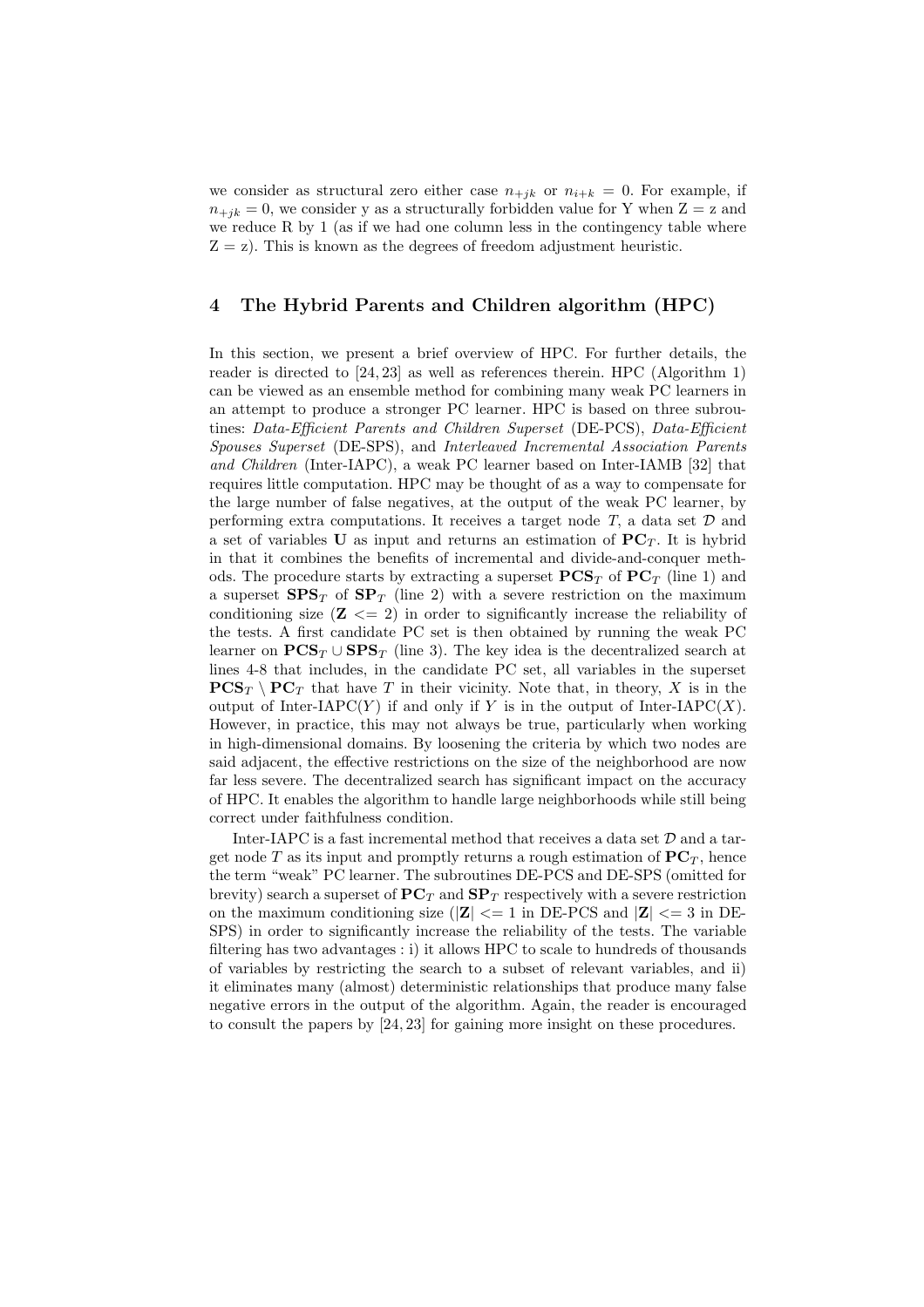we consider as structural zero either case $n_{+jk}$ or $n_{i+k} = 0$. For example, if $n_{+jk} = 0$, we consider y as a structurally forbidden value for Y when Z = z and we reduce R by 1 (as if we had one column less in the contingency table where Z = z). This is known as the degrees of freedom adjustment heuristic.

## 4 The Hybrid Parents and Children algorithm (HPC)

In this section, we present a brief overview of HPC. For further details, the reader is directed to [24, 23] as well as references therein. HPC (Algorithm 1) can be viewed as an ensemble method for combining many weak PC learners in an attempt to produce a stronger PC learner. HPC is based on three subroutines: *Data-Efficient Parents and Children Superset* (DE-PCS), *Data-Efficient Spouses Superset* (DE-SPS), and *Interleaved Incremental Association Parents and Children* (Inter-IAPC), a weak PC learner based on Inter-IAMB [32] that requires little computation. HPC may be thought of as a way to compensate for the large number of false negatives, at the output of the weak PC learner, by performing extra computations. It receives a target node $T$, a data set $\mathcal{D}$ and a set of variables $\mathbf{U}$ as input and returns an estimation of $\mathbf{PC}_T$. It is hybrid in that it combines the benefits of incremental and divide-and-conquer methods. The procedure starts by extracting a superset $\mathbf{PCS}_T$ of $\mathbf{PC}_T$ (line 1) and a superset $\mathbf{SPS}_T$ of $\mathbf{SP}_T$ (line 2) with a severe restriction on the maximum conditioning size ($\mathbf{Z} <= 2$) in order to significantly increase the reliability of the tests. A first candidate PC set is then obtained by running the weak PC learner on $\mathbf{PCS}_T \cup \mathbf{SPS}_T$ (line 3). The key idea is the decentralized search at lines 4-8 that includes, in the candidate PC set, all variables in the superset $\mathbf{PCS}_T \setminus \mathbf{PC}_T$ that have $T$ in their vicinity. Note that, in theory, $X$ is in the output of Inter-IAPC($Y$) if and only if $Y$ is in the output of Inter-IAPC($X$). However, in practice, this may not always be true, particularly when working in high-dimensional domains. By loosening the criteria by which two nodes are said adjacent, the effective restrictions on the size of the neighborhood are now far less severe. The decentralized search has significant impact on the accuracy of HPC. It enables the algorithm to handle large neighborhoods while still being correct under faithfulness condition.

Inter-IAPC is a fast incremental method that receives a data set $\mathcal{D}$ and a target node $T$ as its input and promptly returns a rough estimation of $\mathbf{PC}_T$, hence the term "weak" PC learner. The subroutines DE-PCS and DE-SPS (omitted for brevity) search a superset of $\mathbf{PC}_T$ and $\mathbf{SP}_T$ respectively with a severe restriction on the maximum conditioning size ($|\mathbf{Z}| <= 1$ in DE-PCS and $|\mathbf{Z}| <= 3$ in DE-SPS) in order to significantly increase the reliability of the tests. The variable filtering has two advantages : i) it allows HPC to scale to hundreds of thousands of variables by restricting the search to a subset of relevant variables, and ii) it eliminates many (almost) deterministic relationships that produce many false negative errors in the output of the algorithm. Again, the reader is encouraged to consult the papers by [24, 23] for gaining more insight on these procedures.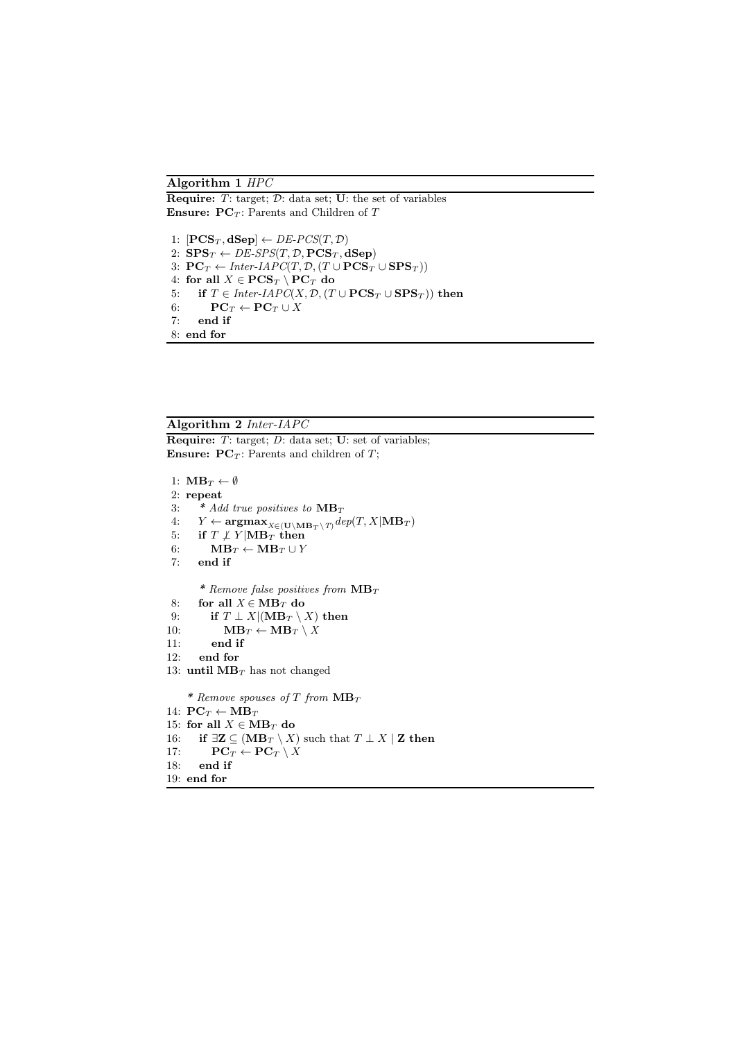**Algorithm 1** *HPC*

**Require:** $T$: target; $\mathcal{D}$: data set; $\mathbf{U}$: the set of variables
**Ensure:** $\mathbf{PC}_T$: Parents and Children of $T$

```
1: [PCS_T, dSep] ← DE-PCS(T, D)
2: SPS_T ← DE-SPS(T, D, PCS_T, dSep)
3: PC_T ← Inter-IAPC(T, D, (T ∪ PCS_T ∪ SPS_T))
4: for all X ∈ PCS_T \ PC_T do
5:    if T ∈ Inter-IAPC(X, D, (T ∪ PCS_T ∪ SPS_T)) then
6:       PC_T ← PC_T ∪ X
7:    end if
8: end for
```

**Algorithm 2** *Inter-IAPC*

**Require:** $T$: target; $D$: data set; $\mathbf{U}$: set of variables;
**Ensure:** $\mathbf{PC}_T$: Parents and children of $T$;

```
1: MB_T ← ∅
2: repeat
3:    * Add true positives to MB_T
4:    Y ← argmax_{X ∈ (U \ MB_T \ T)} dep(T, X | MB_T)
5:    if T ⊥̸ Y | MB_T then
6:       MB_T ← MB_T ∪ Y
7:    end if
      * Remove false positives from MB_T
8:    for all X ∈ MB_T do
9:       if T ⊥ X | (MB_T \ X) then
10:         MB_T ← MB_T \ X
11:      end if
12:   end for
13: until MB_T has not changed
    * Remove spouses of T from MB_T
14: PC_T ← MB_T
15: for all X ∈ MB_T do
16:    if ∃Z ⊆ (MB_T \ X) such that T ⊥ X | Z then
17:       PC_T ← PC_T \ X
18:    end if
19: end for
```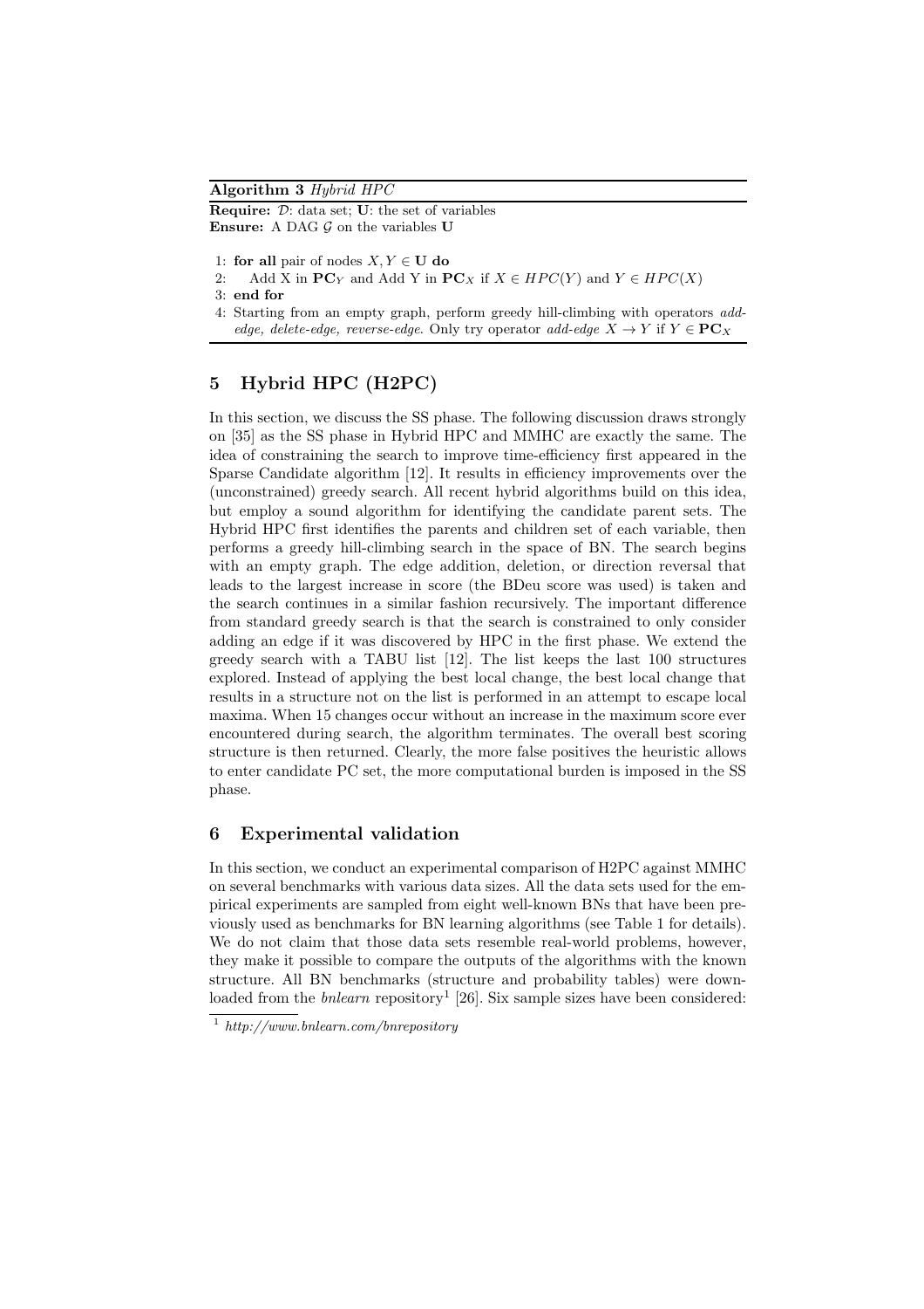**Algorithm 3** *Hybrid HPC*

**Require:** $\mathcal{D}$: data set; $\mathbf{U}$: the set of variables
**Ensure:** A DAG $\mathcal{G}$ on the variables $\mathbf{U}$

1: **for all** pair of nodes $X, Y \in \mathbf{U}$ **do**
2: Add X in $\mathbf{PC}_Y$ and Add Y in $\mathbf{PC}_X$ if $X \in HPC(Y)$ and $Y \in HPC(X)$
3: **end for**
4: Starting from an empty graph, perform greedy hill-climbing with operators *add-edge, delete-edge, reverse-edge*. Only try operator *add-edge* $X \rightarrow Y$ if $Y \in \mathbf{PC}_X$

## 5 Hybrid HPC (H2PC)

In this section, we discuss the SS phase. The following discussion draws strongly on [35] as the SS phase in Hybrid HPC and MMHC are exactly the same. The idea of constraining the search to improve time-efficiency first appeared in the Sparse Candidate algorithm [12]. It results in efficiency improvements over the (unconstrained) greedy search. All recent hybrid algorithms build on this idea, but employ a sound algorithm for identifying the candidate parent sets. The Hybrid HPC first identifies the parents and children set of each variable, then performs a greedy hill-climbing search in the space of BN. The search begins with an empty graph. The edge addition, deletion, or direction reversal that leads to the largest increase in score (the BDeu score was used) is taken and the search continues in a similar fashion recursively. The important difference from standard greedy search is that the search is constrained to only consider adding an edge if it was discovered by HPC in the first phase. We extend the greedy search with a TABU list [12]. The list keeps the last 100 structures explored. Instead of applying the best local change, the best local change that results in a structure not on the list is performed in an attempt to escape local maxima. When 15 changes occur without an increase in the maximum score ever encountered during search, the algorithm terminates. The overall best scoring structure is then returned. Clearly, the more false positives the heuristic allows to enter candidate PC set, the more computational burden is imposed in the SS phase.

## 6 Experimental validation

In this section, we conduct an experimental comparison of H2PC against MMHC on several benchmarks with various data sizes. All the data sets used for the empirical experiments are sampled from eight well-known BNs that have been previously used as benchmarks for BN learning algorithms (see Table 1 for details). We do not claim that those data sets resemble real-world problems, however, they make it possible to compare the outputs of the algorithms with the known structure. All BN benchmarks (structure and probability tables) were downloaded from the *bnlearn* repository[1] [26]. Six sample sizes have been considered:

[1] *http://www.bnlearn.com/bnrepository*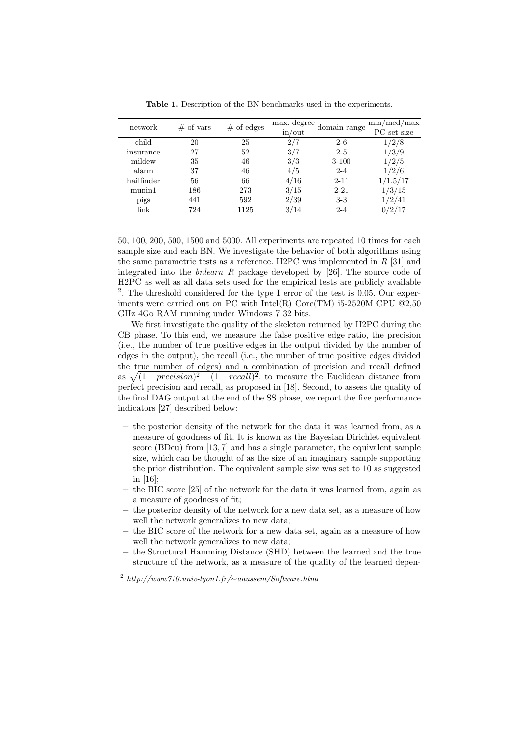**Table 1.** Description of the BN benchmarks used in the experiments.

| network | # of vars | # of edges | max. degree in/out | domain range | min/med/max PC set size |
|---|---|---|---|---|---|
| child | 20 | 25 | 2/7 | 2-6 | 1/2/8 |
| insurance | 27 | 52 | 3/7 | 2-5 | 1/3/9 |
| mildew | 35 | 46 | 3/3 | 3-100 | 1/2/5 |
| alarm | 37 | 46 | 4/5 | 2-4 | 1/2/6 |
| hailfinder | 56 | 66 | 4/16 | 2-11 | 1/1.5/17 |
| munin1 | 186 | 273 | 3/15 | 2-21 | 1/3/15 |
| pigs | 441 | 592 | 2/39 | 3-3 | 1/2/41 |
| link | 724 | 1125 | 3/14 | 2-4 | 0/2/17 |

50, 100, 200, 500, 1500 and 5000. All experiments are repeated 10 times for each sample size and each BN. We investigate the behavior of both algorithms using the same parametric tests as a reference. H2PC was implemented in *R* [31] and integrated into the *bnlearn R* package developed by [26]. The source code of H2PC as well as all data sets used for the empirical tests are publicly available [2]. The threshold considered for the type I error of the test is 0.05. Our experiments were carried out on PC with Intel(R) Core(TM) i5-2520M CPU @2,50 GHz 4Go RAM running under Windows 7 32 bits.

We first investigate the quality of the skeleton returned by H2PC during the CB phase. To this end, we measure the false positive edge ratio, the precision (i.e., the number of true positive edges in the output divided by the number of edges in the output), the recall (i.e., the number of true positive edges divided the true number of edges) and a combination of precision and recall defined as $\sqrt{(1-precision)^2 + (1-recall)^2}$, to measure the Euclidean distance from perfect precision and recall, as proposed in [18]. Second, to assess the quality of the final DAG output at the end of the SS phase, we report the five performance indicators [27] described below:

- the posterior density of the network for the data it was learned from, as a measure of goodness of fit. It is known as the Bayesian Dirichlet equivalent score (BDeu) from [13, 7] and has a single parameter, the equivalent sample size, which can be thought of as the size of an imaginary sample supporting the prior distribution. The equivalent sample size was set to 10 as suggested in [16];
- the BIC score [25] of the network for the data it was learned from, again as a measure of goodness of fit;
- the posterior density of the network for a new data set, as a measure of how well the network generalizes to new data;
- the BIC score of the network for a new data set, again as a measure of how well the network generalizes to new data;
- the Structural Hamming Distance (SHD) between the learned and the true structure of the network, as a measure of the quality of the learned depen-

[2] *http://www710.univ-lyon1.fr/∼aaussem/Software.html*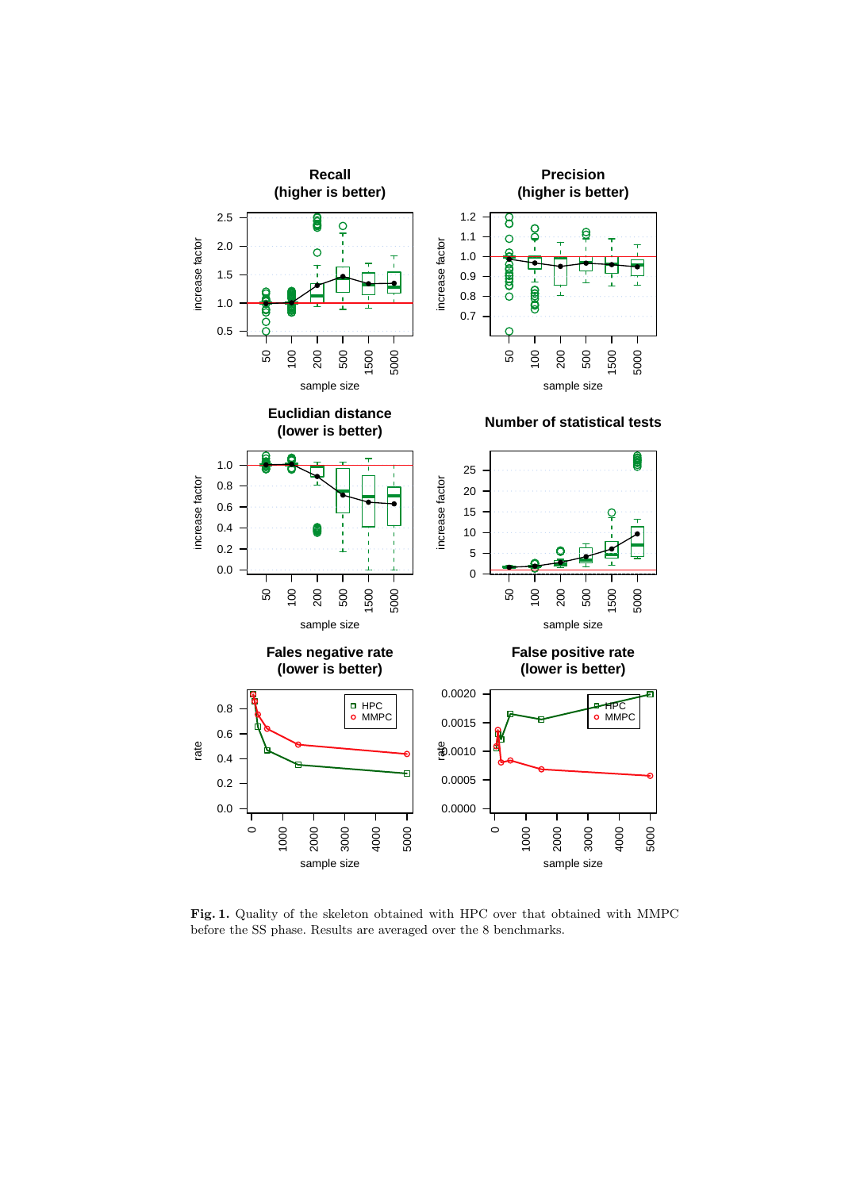Fig. 1. Quality of the skeleton obtained with HPC over that obtained with MMPC before the SS phase. Results are averaged over the 8 benchmarks.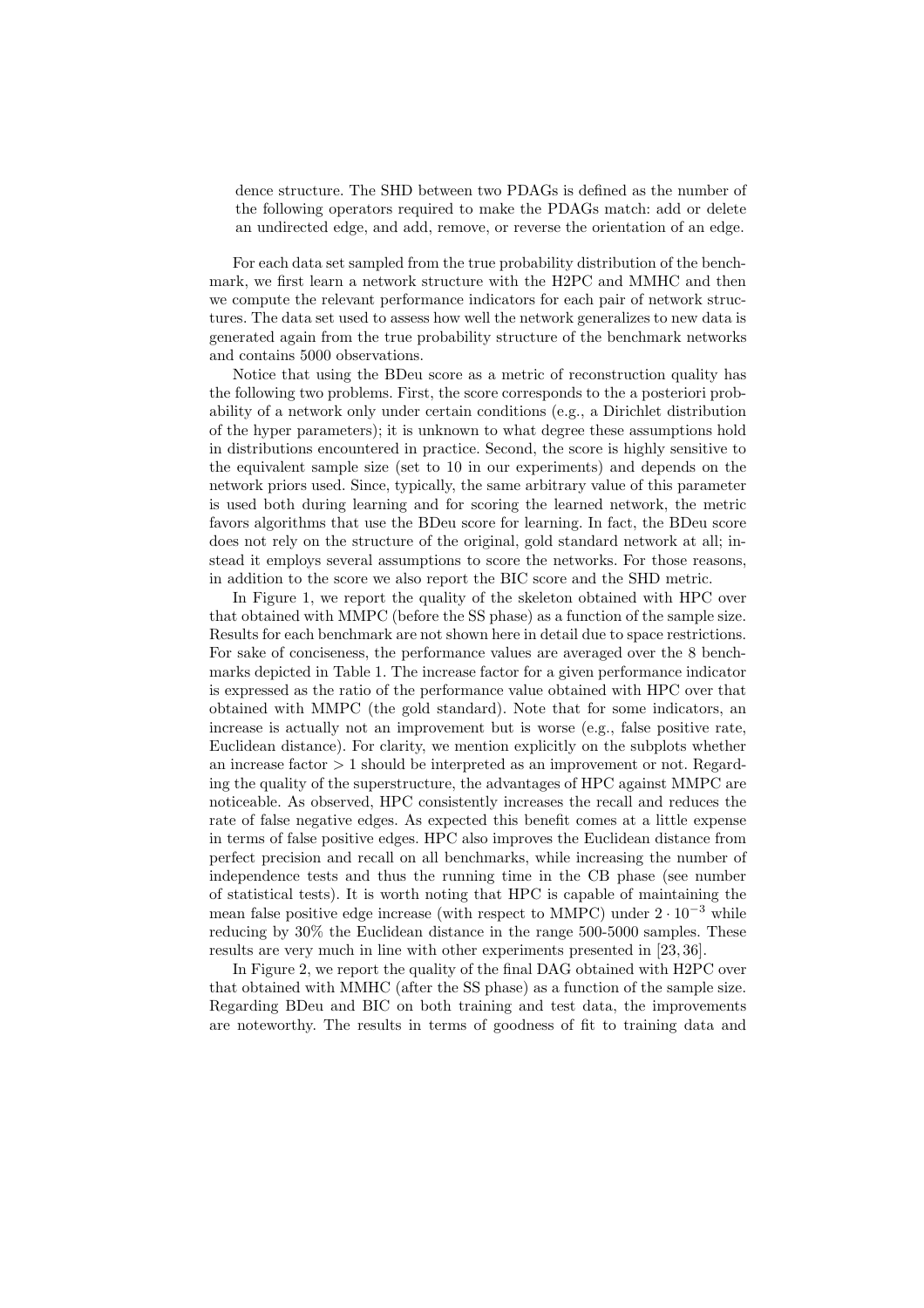dence structure. The SHD between two PDAGs is defined as the number of the following operators required to make the PDAGs match: add or delete an undirected edge, and add, remove, or reverse the orientation of an edge.

For each data set sampled from the true probability distribution of the benchmark, we first learn a network structure with the H2PC and MMHC and then we compute the relevant performance indicators for each pair of network structures. The data set used to assess how well the network generalizes to new data is generated again from the true probability structure of the benchmark networks and contains 5000 observations.

Notice that using the BDeu score as a metric of reconstruction quality has the following two problems. First, the score corresponds to the a posteriori probability of a network only under certain conditions (e.g., a Dirichlet distribution of the hyper parameters); it is unknown to what degree these assumptions hold in distributions encountered in practice. Second, the score is highly sensitive to the equivalent sample size (set to 10 in our experiments) and depends on the network priors used. Since, typically, the same arbitrary value of this parameter is used both during learning and for scoring the learned network, the metric favors algorithms that use the BDeu score for learning. In fact, the BDeu score does not rely on the structure of the original, gold standard network at all; instead it employs several assumptions to score the networks. For those reasons, in addition to the score we also report the BIC score and the SHD metric.

In Figure 1, we report the quality of the skeleton obtained with HPC over that obtained with MMPC (before the SS phase) as a function of the sample size. Results for each benchmark are not shown here in detail due to space restrictions. For sake of conciseness, the performance values are averaged over the 8 benchmarks depicted in Table 1. The increase factor for a given performance indicator is expressed as the ratio of the performance value obtained with HPC over that obtained with MMPC (the gold standard). Note that for some indicators, an increase is actually not an improvement but is worse (e.g., false positive rate, Euclidean distance). For clarity, we mention explicitly on the subplots whether an increase factor $> 1$ should be interpreted as an improvement or not. Regarding the quality of the superstructure, the advantages of HPC against MMPC are noticeable. As observed, HPC consistently increases the recall and reduces the rate of false negative edges. As expected this benefit comes at a little expense in terms of false positive edges. HPC also improves the Euclidean distance from perfect precision and recall on all benchmarks, while increasing the number of independence tests and thus the running time in the CB phase (see number of statistical tests). It is worth noting that HPC is capable of maintaining the mean false positive edge increase (with respect to MMPC) under $2 \cdot 10^{-3}$ while reducing by 30% the Euclidean distance in the range 500-5000 samples. These results are very much in line with other experiments presented in [23, 36].

In Figure 2, we report the quality of the final DAG obtained with H2PC over that obtained with MMHC (after the SS phase) as a function of the sample size. Regarding BDeu and BIC on both training and test data, the improvements are noteworthy. The results in terms of goodness of fit to training data and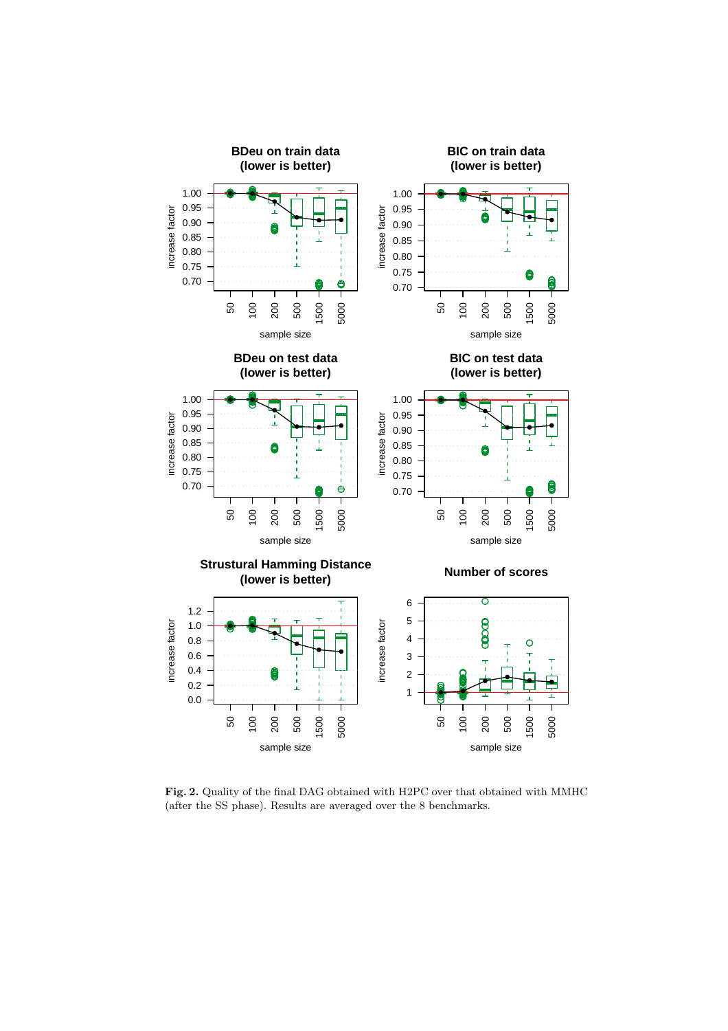**Fig. 2.** Quality of the final DAG obtained with H2PC over that obtained with MMHC (after the SS phase). Results are averaged over the 8 benchmarks.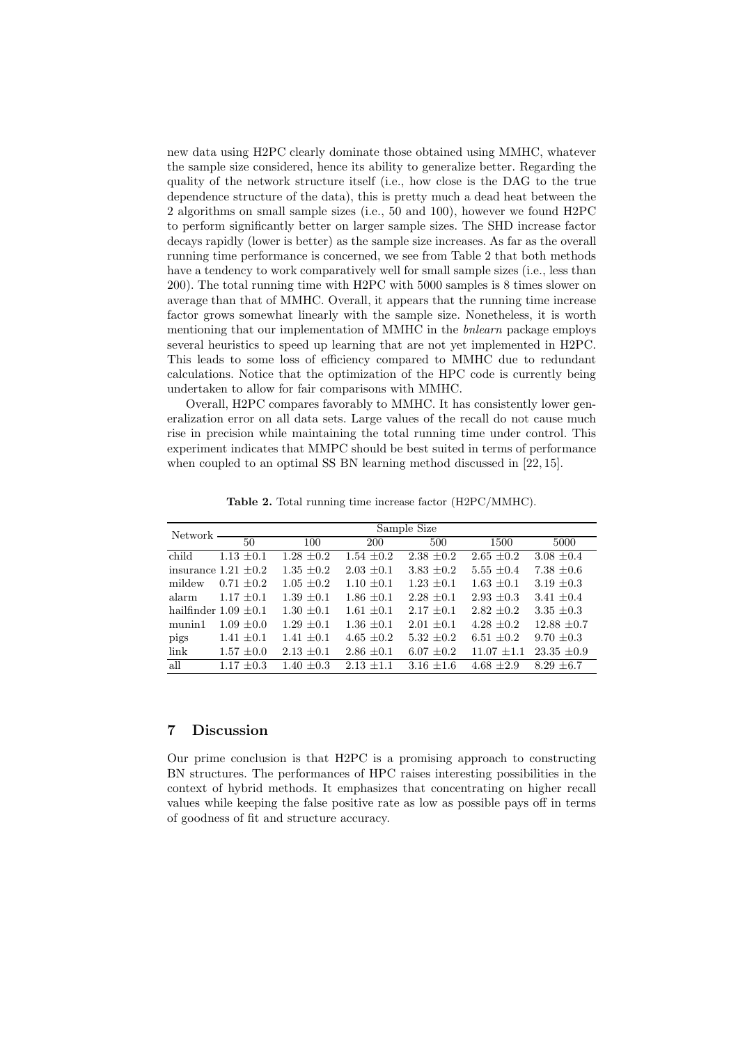new data using H2PC clearly dominate those obtained using MMHC, whatever the sample size considered, hence its ability to generalize better. Regarding the quality of the network structure itself (i.e., how close is the DAG to the true dependence structure of the data), this is pretty much a dead heat between the 2 algorithms on small sample sizes (i.e., 50 and 100), however we found H2PC to perform significantly better on larger sample sizes. The SHD increase factor decays rapidly (lower is better) as the sample size increases. As far as the overall running time performance is concerned, we see from Table 2 that both methods have a tendency to work comparatively well for small sample sizes (i.e., less than 200). The total running time with H2PC with 5000 samples is 8 times slower on average than that of MMHC. Overall, it appears that the running time increase factor grows somewhat linearly with the sample size. Nonetheless, it is worth mentioning that our implementation of MMHC in the *bnlearn* package employs several heuristics to speed up learning that are not yet implemented in H2PC. This leads to some loss of efficiency compared to MMHC due to redundant calculations. Notice that the optimization of the HPC code is currently being undertaken to allow for fair comparisons with MMHC.

Overall, H2PC compares favorably to MMHC. It has consistently lower generalization error on all data sets. Large values of the recall do not cause much rise in precision while maintaining the total running time under control. This experiment indicates that MMPC should be best suited in terms of performance when coupled to an optimal SS BN learning method discussed in [22, 15].

**Table 2.** Total running time increase factor (H2PC/MMHC).

| Network | Sample Size | | | | | |
|---|---|---|---|---|---|---|
| | 50 | 100 | 200 | 500 | 1500 | 5000 |
| child | 1.13 ±0.1 | 1.28 ±0.2 | 1.54 ±0.2 | 2.38 ±0.2 | 2.65 ±0.2 | 3.08 ±0.4 |
| insurance | 1.21 ±0.2 | 1.35 ±0.2 | 2.03 ±0.1 | 3.83 ±0.2 | 5.55 ±0.4 | 7.38 ±0.6 |
| mildew | 0.71 ±0.2 | 1.05 ±0.2 | 1.10 ±0.1 | 1.23 ±0.1 | 1.63 ±0.1 | 3.19 ±0.3 |
| alarm | 1.17 ±0.1 | 1.39 ±0.1 | 1.86 ±0.1 | 2.28 ±0.1 | 2.93 ±0.3 | 3.41 ±0.4 |
| hailfinder | 1.09 ±0.1 | 1.30 ±0.1 | 1.61 ±0.1 | 2.17 ±0.1 | 2.82 ±0.2 | 3.35 ±0.3 |
| munin1 | 1.09 ±0.0 | 1.29 ±0.1 | 1.36 ±0.1 | 2.01 ±0.1 | 4.28 ±0.2 | 12.88 ±0.7 |
| pigs | 1.41 ±0.1 | 1.41 ±0.1 | 4.65 ±0.2 | 5.32 ±0.2 | 6.51 ±0.2 | 9.70 ±0.3 |
| link | 1.57 ±0.0 | 2.13 ±0.1 | 2.86 ±0.1 | 6.07 ±0.2 | 11.07 ±1.1 | 23.35 ±0.9 |
| all | 1.17 ±0.3 | 1.40 ±0.3 | 2.13 ±1.1 | 3.16 ±1.6 | 4.68 ±2.9 | 8.29 ±6.7 |

## 7 Discussion

Our prime conclusion is that H2PC is a promising approach to constructing BN structures. The performances of HPC raises interesting possibilities in the context of hybrid methods. It emphasizes that concentrating on higher recall values while keeping the false positive rate as low as possible pays off in terms of goodness of fit and structure accuracy.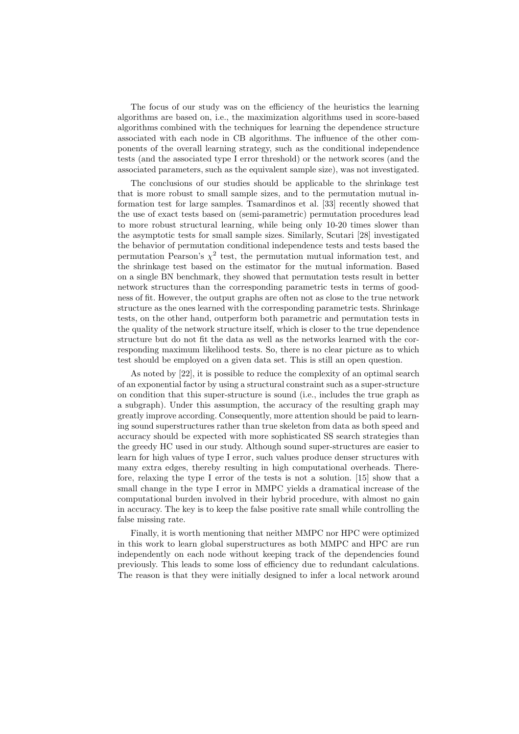The focus of our study was on the efficiency of the heuristics the learning algorithms are based on, i.e., the maximization algorithms used in score-based algorithms combined with the techniques for learning the dependence structure associated with each node in CB algorithms. The influence of the other components of the overall learning strategy, such as the conditional independence tests (and the associated type I error threshold) or the network scores (and the associated parameters, such as the equivalent sample size), was not investigated.

The conclusions of our studies should be applicable to the shrinkage test that is more robust to small sample sizes, and to the permutation mutual information test for large samples. Tsamardinos et al. [33] recently showed that the use of exact tests based on (semi-parametric) permutation procedures lead to more robust structural learning, while being only 10-20 times slower than the asymptotic tests for small sample sizes. Similarly, Scutari [28] investigated the behavior of permutation conditional independence tests and tests based the permutation Pearson's $\chi^2$ test, the permutation mutual information test, and the shrinkage test based on the estimator for the mutual information. Based on a single BN benchmark, they showed that permutation tests result in better network structures than the corresponding parametric tests in terms of goodness of fit. However, the output graphs are often not as close to the true network structure as the ones learned with the corresponding parametric tests. Shrinkage tests, on the other hand, outperform both parametric and permutation tests in the quality of the network structure itself, which is closer to the true dependence structure but do not fit the data as well as the networks learned with the corresponding maximum likelihood tests. So, there is no clear picture as to which test should be employed on a given data set. This is still an open question.

As noted by [22], it is possible to reduce the complexity of an optimal search of an exponential factor by using a structural constraint such as a super-structure on condition that this super-structure is sound (i.e., includes the true graph as a subgraph). Under this assumption, the accuracy of the resulting graph may greatly improve according. Consequently, more attention should be paid to learning sound superstructures rather than true skeleton from data as both speed and accuracy should be expected with more sophisticated SS search strategies than the greedy HC used in our study. Although sound super-structures are easier to learn for high values of type I error, such values produce denser structures with many extra edges, thereby resulting in high computational overheads. Therefore, relaxing the type I error of the tests is not a solution. [15] show that a small change in the type I error in MMPC yields a dramatical increase of the computational burden involved in their hybrid procedure, with almost no gain in accuracy. The key is to keep the false positive rate small while controlling the false missing rate.

Finally, it is worth mentioning that neither MMPC nor HPC were optimized in this work to learn global superstructures as both MMPC and HPC are run independently on each node without keeping track of the dependencies found previously. This leads to some loss of efficiency due to redundant calculations. The reason is that they were initially designed to infer a local network around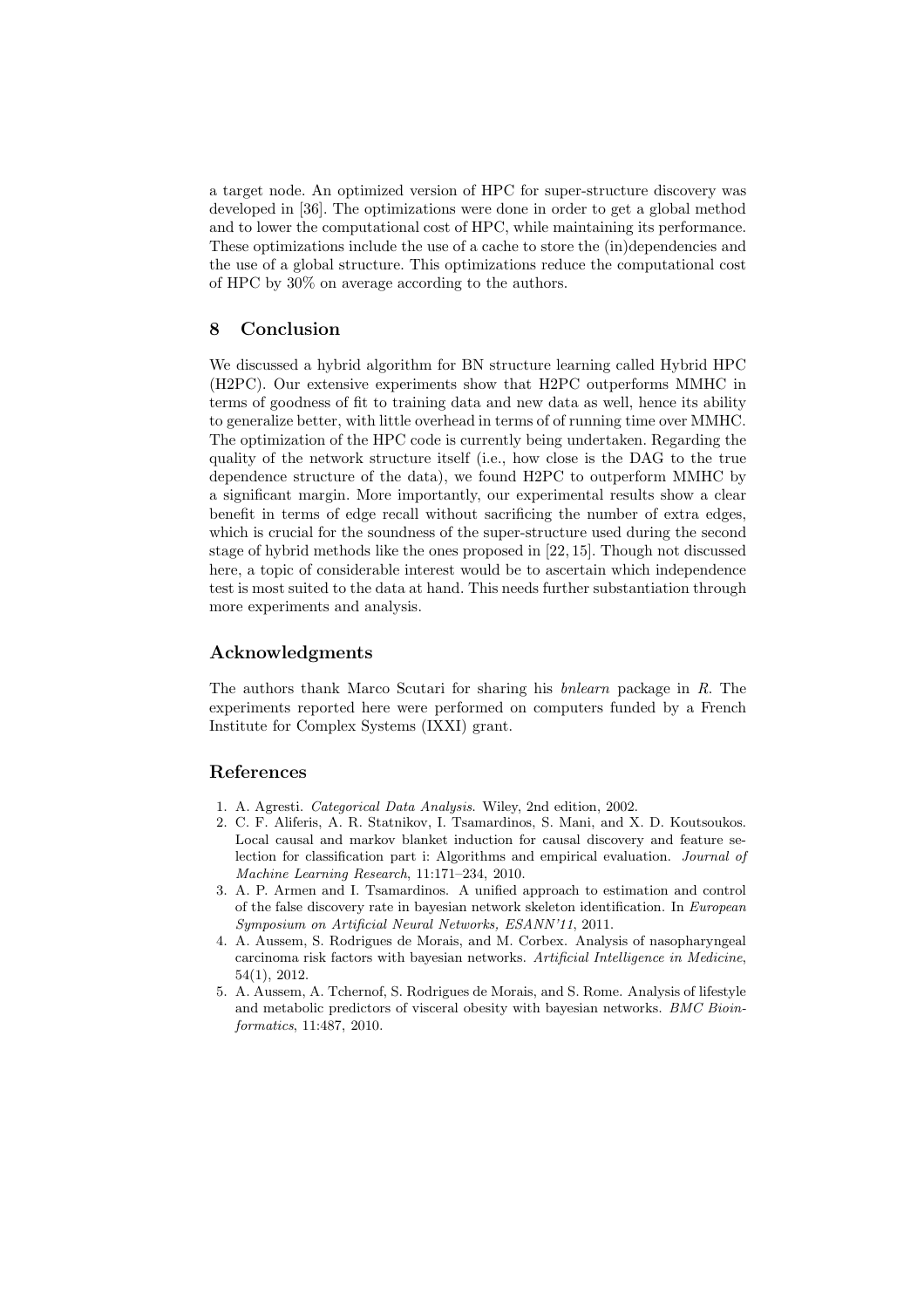a target node. An optimized version of HPC for super-structure discovery was developed in [36]. The optimizations were done in order to get a global method and to lower the computational cost of HPC, while maintaining its performance. These optimizations include the use of a cache to store the (in)dependencies and the use of a global structure. This optimizations reduce the computational cost of HPC by 30% on average according to the authors.

## 8 Conclusion

We discussed a hybrid algorithm for BN structure learning called Hybrid HPC (H2PC). Our extensive experiments show that H2PC outperforms MMHC in terms of goodness of fit to training data and new data as well, hence its ability to generalize better, with little overhead in terms of of running time over MMHC. The optimization of the HPC code is currently being undertaken. Regarding the quality of the network structure itself (i.e., how close is the DAG to the true dependence structure of the data), we found H2PC to outperform MMHC by a significant margin. More importantly, our experimental results show a clear benefit in terms of edge recall without sacrificing the number of extra edges, which is crucial for the soundness of the super-structure used during the second stage of hybrid methods like the ones proposed in [22, 15]. Though not discussed here, a topic of considerable interest would be to ascertain which independence test is most suited to the data at hand. This needs further substantiation through more experiments and analysis.

## Acknowledgments

The authors thank Marco Scutari for sharing his *bnlearn* package in *R*. The experiments reported here were performed on computers funded by a French Institute for Complex Systems (IXXI) grant.

## References

1. A. Agresti. *Categorical Data Analysis*. Wiley, 2nd edition, 2002.
2. C. F. Aliferis, A. R. Statnikov, I. Tsamardinos, S. Mani, and X. D. Koutsoukos. Local causal and markov blanket induction for causal discovery and feature selection for classification part i: Algorithms and empirical evaluation. *Journal of Machine Learning Research*, 11:171–234, 2010.
3. A. P. Armen and I. Tsamardinos. A unified approach to estimation and control of the false discovery rate in bayesian network skeleton identification. In *European Symposium on Artificial Neural Networks, ESANN'11*, 2011.
4. A. Aussem, S. Rodrigues de Morais, and M. Corbex. Analysis of nasopharyngeal carcinoma risk factors with bayesian networks. *Artificial Intelligence in Medicine*, 54(1), 2012.
5. A. Aussem, A. Tchernof, S. Rodrigues de Morais, and S. Rome. Analysis of lifestyle and metabolic predictors of visceral obesity with bayesian networks. *BMC Bioinformatics*, 11:487, 2010.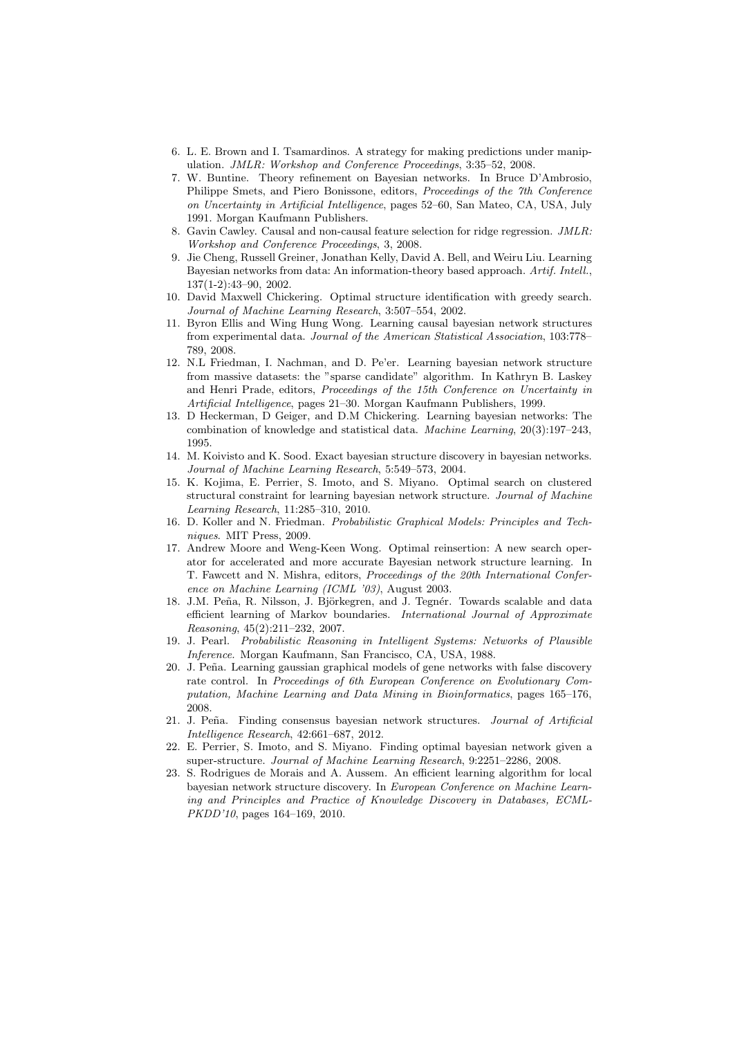6. L. E. Brown and I. Tsamardinos. A strategy for making predictions under manipulation. *JMLR: Workshop and Conference Proceedings*, 3:35–52, 2008.
7. W. Buntine. Theory refinement on Bayesian networks. In Bruce D'Ambrosio, Philippe Smets, and Piero Bonissone, editors, *Proceedings of the 7th Conference on Uncertainty in Artificial Intelligence*, pages 52–60, San Mateo, CA, USA, July 1991. Morgan Kaufmann Publishers.
8. Gavin Cawley. Causal and non-causal feature selection for ridge regression. *JMLR: Workshop and Conference Proceedings*, 3, 2008.
9. Jie Cheng, Russell Greiner, Jonathan Kelly, David A. Bell, and Weiru Liu. Learning Bayesian networks from data: An information-theory based approach. *Artif. Intell.*, 137(1-2):43–90, 2002.
10. David Maxwell Chickering. Optimal structure identification with greedy search. *Journal of Machine Learning Research*, 3:507–554, 2002.
11. Byron Ellis and Wing Hung Wong. Learning causal bayesian network structures from experimental data. *Journal of the American Statistical Association*, 103:778–789, 2008.
12. N.L Friedman, I. Nachman, and D. Pe'er. Learning bayesian network structure from massive datasets: the "sparse candidate" algorithm. In Kathryn B. Laskey and Henri Prade, editors, *Proceedings of the 15th Conference on Uncertainty in Artificial Intelligence*, pages 21–30. Morgan Kaufmann Publishers, 1999.
13. D Heckerman, D Geiger, and D.M Chickering. Learning bayesian networks: The combination of knowledge and statistical data. *Machine Learning*, 20(3):197–243, 1995.
14. M. Koivisto and K. Sood. Exact bayesian structure discovery in bayesian networks. *Journal of Machine Learning Research*, 5:549–573, 2004.
15. K. Kojima, E. Perrier, S. Imoto, and S. Miyano. Optimal search on clustered structural constraint for learning bayesian network structure. *Journal of Machine Learning Research*, 11:285–310, 2010.
16. D. Koller and N. Friedman. *Probabilistic Graphical Models: Principles and Techniques*. MIT Press, 2009.
17. Andrew Moore and Weng-Keen Wong. Optimal reinsertion: A new search operator for accelerated and more accurate Bayesian network structure learning. In T. Fawcett and N. Mishra, editors, *Proceedings of the 20th International Conference on Machine Learning (ICML '03)*, August 2003.
18. J.M. Peña, R. Nilsson, J. Björkegren, and J. Tegnér. Towards scalable and data efficient learning of Markov boundaries. *International Journal of Approximate Reasoning*, 45(2):211–232, 2007.
19. J. Pearl. *Probabilistic Reasoning in Intelligent Systems: Networks of Plausible Inference.* Morgan Kaufmann, San Francisco, CA, USA, 1988.
20. J. Peña. Learning gaussian graphical models of gene networks with false discovery rate control. In *Proceedings of 6th European Conference on Evolutionary Computation, Machine Learning and Data Mining in Bioinformatics*, pages 165–176, 2008.
21. J. Peña. Finding consensus bayesian network structures. *Journal of Artificial Intelligence Research*, 42:661–687, 2012.
22. E. Perrier, S. Imoto, and S. Miyano. Finding optimal bayesian network given a super-structure. *Journal of Machine Learning Research*, 9:2251–2286, 2008.
23. S. Rodrigues de Morais and A. Aussem. An efficient learning algorithm for local bayesian network structure discovery. In *European Conference on Machine Learning and Principles and Practice of Knowledge Discovery in Databases, ECML-PKDD'10*, pages 164–169, 2010.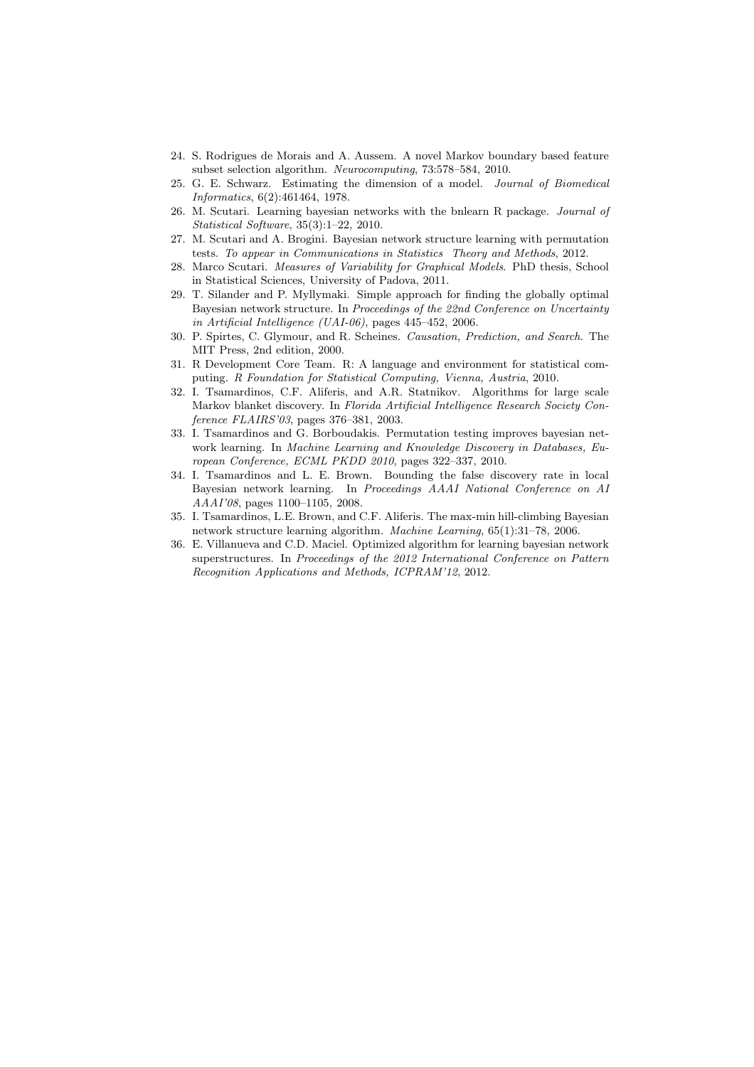24. S. Rodrigues de Morais and A. Aussem. A novel Markov boundary based feature subset selection algorithm. *Neurocomputing*, 73:578–584, 2010.
25. G. E. Schwarz. Estimating the dimension of a model. *Journal of Biomedical Informatics*, 6(2):461464, 1978.
26. M. Scutari. Learning bayesian networks with the bnlearn R package. *Journal of Statistical Software*, 35(3):1–22, 2010.
27. M. Scutari and A. Brogini. Bayesian network structure learning with permutation tests. *To appear in Communications in Statistics Theory and Methods*, 2012.
28. Marco Scutari. *Measures of Variability for Graphical Models*. PhD thesis, School in Statistical Sciences, University of Padova, 2011.
29. T. Silander and P. Myllymaki. Simple approach for finding the globally optimal Bayesian network structure. In *Proceedings of the 22nd Conference on Uncertainty in Artificial Intelligence (UAI-06)*, pages 445–452, 2006.
30. P. Spirtes, C. Glymour, and R. Scheines. *Causation, Prediction, and Search*. The MIT Press, 2nd edition, 2000.
31. R Development Core Team. R: A language and environment for statistical computing. *R Foundation for Statistical Computing, Vienna, Austria*, 2010.
32. I. Tsamardinos, C.F. Aliferis, and A.R. Statnikov. Algorithms for large scale Markov blanket discovery. In *Florida Artificial Intelligence Research Society Conference FLAIRS'03*, pages 376–381, 2003.
33. I. Tsamardinos and G. Borboudakis. Permutation testing improves bayesian network learning. In *Machine Learning and Knowledge Discovery in Databases, European Conference, ECML PKDD 2010*, pages 322–337, 2010.
34. I. Tsamardinos and L. E. Brown. Bounding the false discovery rate in local Bayesian network learning. In *Proceedings AAAI National Conference on AI AAAI'08*, pages 1100–1105, 2008.
35. I. Tsamardinos, L.E. Brown, and C.F. Aliferis. The max-min hill-climbing Bayesian network structure learning algorithm. *Machine Learning*, 65(1):31–78, 2006.
36. E. Villanueva and C.D. Maciel. Optimized algorithm for learning bayesian network superstructures. In *Proceedings of the 2012 International Conference on Pattern Recognition Applications and Methods, ICPRAM'12*, 2012.